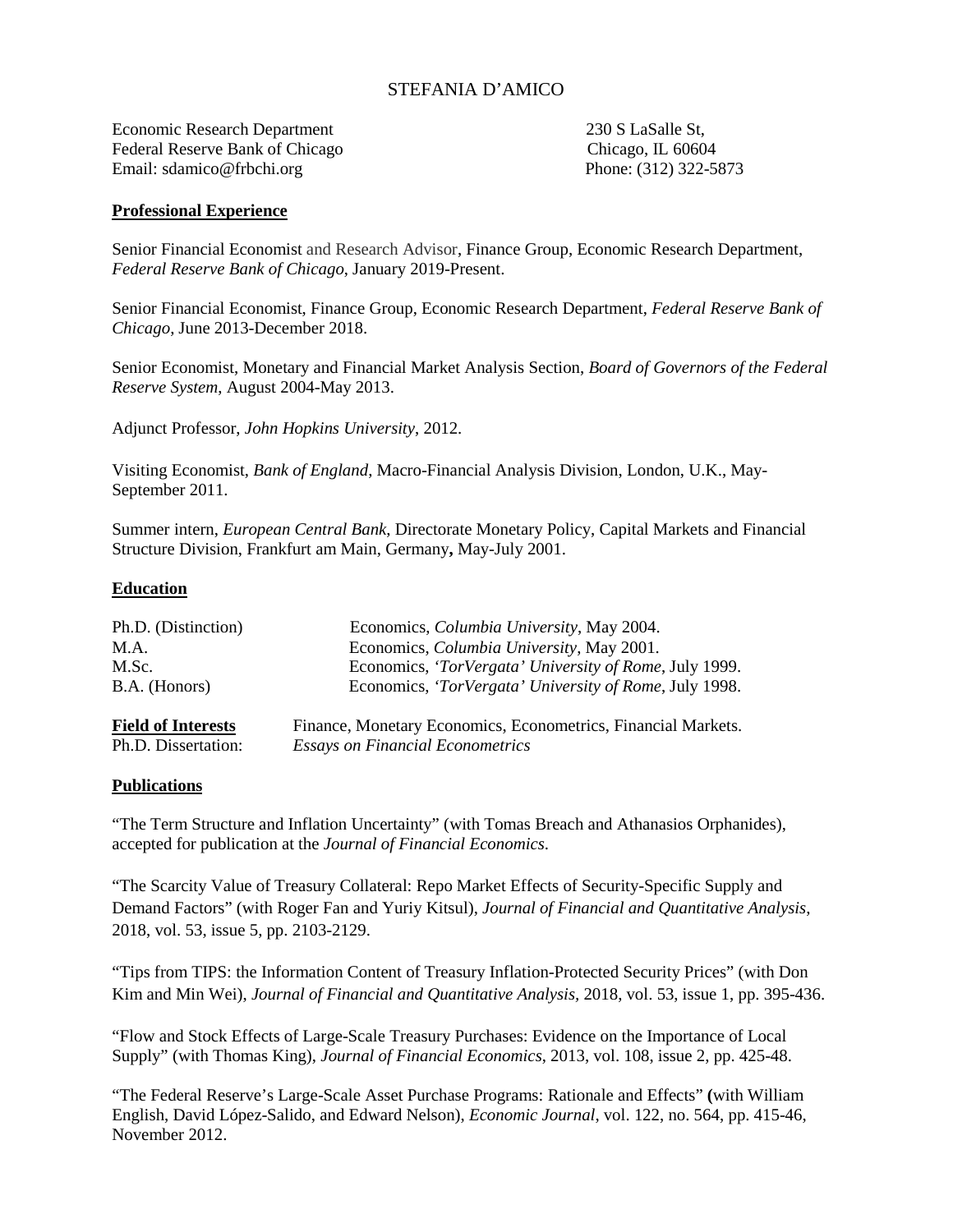# STEFANIA D'AMICO

Economic Research Department  
Federal Reserve Bank of Chicago  
Email: sdamico@frbchi.org

230 S LaSalle St,  
Chicago, IL 60604  
Phone: (312) 322-5873

## Professional Experience

Senior Financial Economist and Research Advisor, Finance Group, Economic Research Department, *Federal Reserve Bank of Chicago*, January 2019-Present.

Senior Financial Economist, Finance Group, Economic Research Department, *Federal Reserve Bank of Chicago*, June 2013-December 2018.

Senior Economist, Monetary and Financial Market Analysis Section, *Board of Governors of the Federal Reserve System*, August 2004-May 2013.

Adjunct Professor, *John Hopkins University*, 2012.

Visiting Economist, *Bank of England*, Macro-Financial Analysis Division, London, U.K., May-September 2011.

Summer intern, *European Central Bank*, Directorate Monetary Policy, Capital Markets and Financial Structure Division, Frankfurt am Main, Germany**,** May-July 2001.

## Education

| | |
|---|---|
| Ph.D. (Distinction) | Economics, *Columbia University*, May 2004. |
| M.A. | Economics, *Columbia University*, May 2001. |
| M.Sc. | Economics, *'TorVergata' University of Rome*, July 1999. |
| B.A. (Honors) | Economics, *'TorVergata' University of Rome*, July 1998. |

**Field of Interests** Finance, Monetary Economics, Econometrics, Financial Markets.  
Ph.D. Dissertation: *Essays on Financial Econometrics*

## Publications

"The Term Structure and Inflation Uncertainty" (with Tomas Breach and Athanasios Orphanides), accepted for publication at the *Journal of Financial Economics*.

"The Scarcity Value of Treasury Collateral: Repo Market Effects of Security-Specific Supply and Demand Factors" (with Roger Fan and Yuriy Kitsul), *Journal of Financial and Quantitative Analysis*, 2018, vol. 53, issue 5, pp. 2103-2129.

"Tips from TIPS: the Information Content of Treasury Inflation-Protected Security Prices" (with Don Kim and Min Wei), *Journal of Financial and Quantitative Analysis*, 2018, vol. 53, issue 1, pp. 395-436.

"Flow and Stock Effects of Large-Scale Treasury Purchases: Evidence on the Importance of Local Supply" (with Thomas King), *Journal of Financial Economics*, 2013, vol. 108, issue 2, pp. 425-48.

"The Federal Reserve's Large-Scale Asset Purchase Programs: Rationale and Effects" **(**with William English, David López-Salido, and Edward Nelson), *Economic Journal*, vol. 122, no. 564, pp. 415-46, November 2012.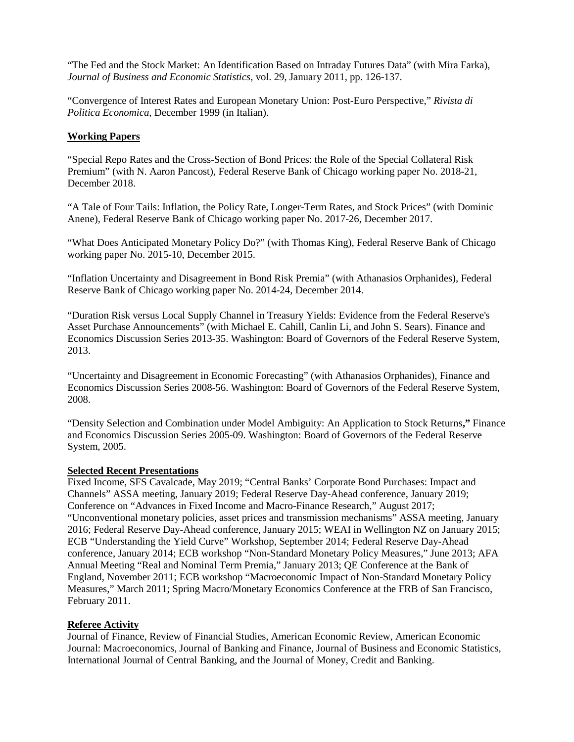“The Fed and the Stock Market: An Identification Based on Intraday Futures Data” (with Mira Farka), *Journal of Business and Economic Statistics*, vol. 29, January 2011, pp. 126-137.

“Convergence of Interest Rates and European Monetary Union: Post-Euro Perspective,” *Rivista di Politica Economica*, December 1999 (in Italian).

**Working Papers**

“Special Repo Rates and the Cross-Section of Bond Prices: the Role of the Special Collateral Risk Premium” (with N. Aaron Pancost), Federal Reserve Bank of Chicago working paper No. 2018-21, December 2018.

“A Tale of Four Tails: Inflation, the Policy Rate, Longer-Term Rates, and Stock Prices” (with Dominic Anene), Federal Reserve Bank of Chicago working paper No. 2017-26, December 2017.

“What Does Anticipated Monetary Policy Do?” (with Thomas King), Federal Reserve Bank of Chicago working paper No. 2015-10, December 2015.

“Inflation Uncertainty and Disagreement in Bond Risk Premia” (with Athanasios Orphanides), Federal Reserve Bank of Chicago working paper No. 2014-24, December 2014.

“Duration Risk versus Local Supply Channel in Treasury Yields: Evidence from the Federal Reserve's Asset Purchase Announcements” (with Michael E. Cahill, Canlin Li, and John S. Sears). Finance and Economics Discussion Series 2013-35. Washington: Board of Governors of the Federal Reserve System, 2013.

“Uncertainty and Disagreement in Economic Forecasting” (with Athanasios Orphanides), Finance and Economics Discussion Series 2008-56. Washington: Board of Governors of the Federal Reserve System, 2008.

“Density Selection and Combination under Model Ambiguity: An Application to Stock Returns**,”** Finance and Economics Discussion Series 2005-09. Washington: Board of Governors of the Federal Reserve System, 2005.

**Selected Recent Presentations**

Fixed Income, SFS Cavalcade, May 2019; “Central Banks’ Corporate Bond Purchases: Impact and Channels” ASSA meeting, January 2019; Federal Reserve Day-Ahead conference, January 2019; Conference on “Advances in Fixed Income and Macro-Finance Research,” August 2017; “Unconventional monetary policies, asset prices and transmission mechanisms” ASSA meeting, January 2016; Federal Reserve Day-Ahead conference, January 2015; WEAI in Wellington NZ on January 2015; ECB “Understanding the Yield Curve” Workshop, September 2014; Federal Reserve Day-Ahead conference, January 2014; ECB workshop “Non-Standard Monetary Policy Measures,” June 2013; AFA Annual Meeting “Real and Nominal Term Premia,” January 2013; QE Conference at the Bank of England, November 2011; ECB workshop “Macroeconomic Impact of Non-Standard Monetary Policy Measures,” March 2011; Spring Macro/Monetary Economics Conference at the FRB of San Francisco, February 2011.

**Referee Activity**

Journal of Finance, Review of Financial Studies, American Economic Review, American Economic Journal: Macroeconomics, Journal of Banking and Finance, Journal of Business and Economic Statistics, International Journal of Central Banking, and the Journal of Money, Credit and Banking.